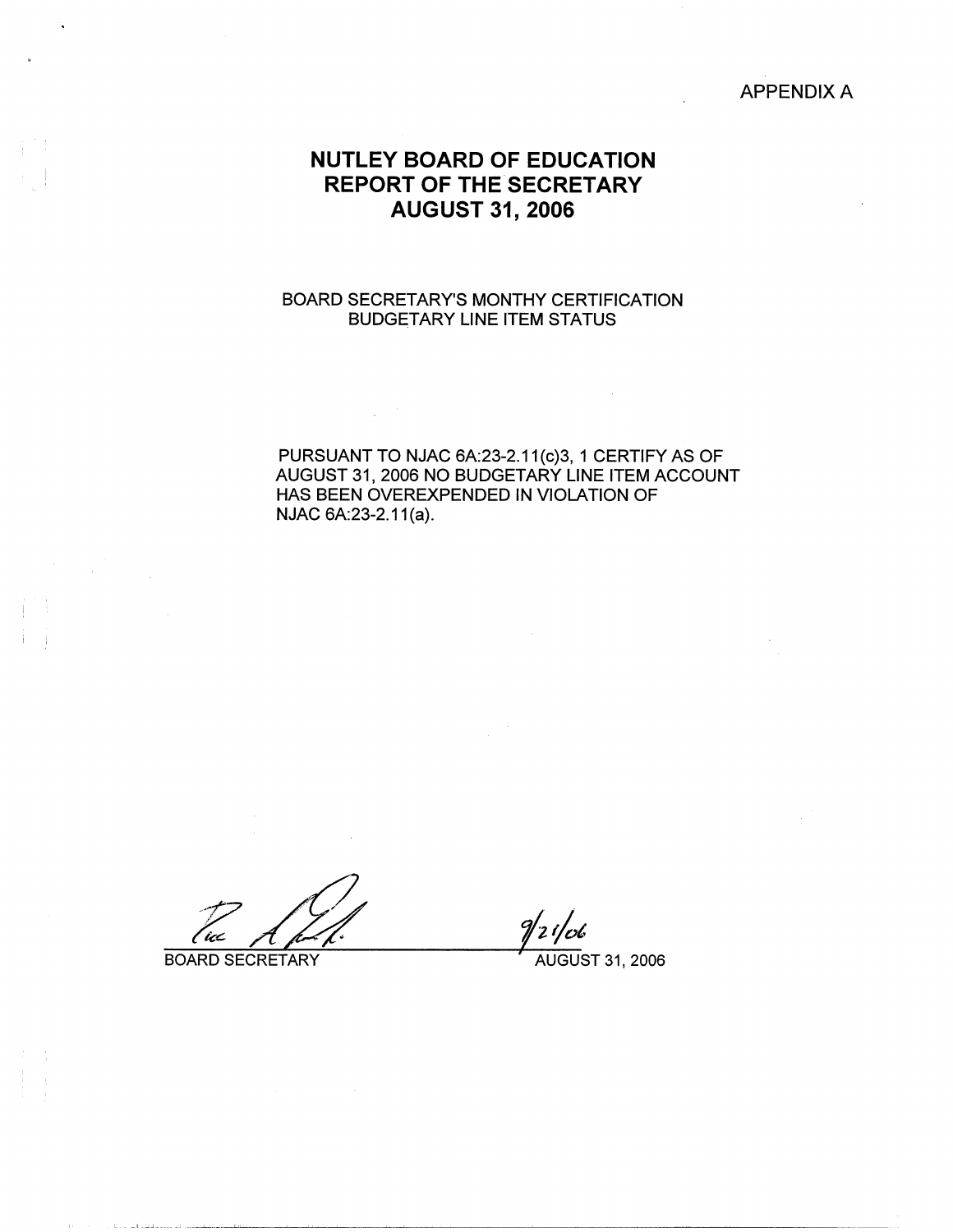APPENDIX A

# NUTLEY BOARD OF EDUCATION
# REPORT OF THE SECRETARY
# AUGUST 31, 2006

BOARD SECRETARY'S MONTHY CERTIFICATION
BUDGETARY LINE ITEM STATUS

PURSUANT TO NJAC 6A:23-2.11(c)3, 1 CERTIFY AS OF AUGUST 31, 2006 NO BUDGETARY LINE ITEM ACCOUNT HAS BEEN OVEREXPENDED IN VIOLATION OF NJAC 6A:23-2.11(a).

BOARD SECRETARY

9/21/06
AUGUST 31, 2006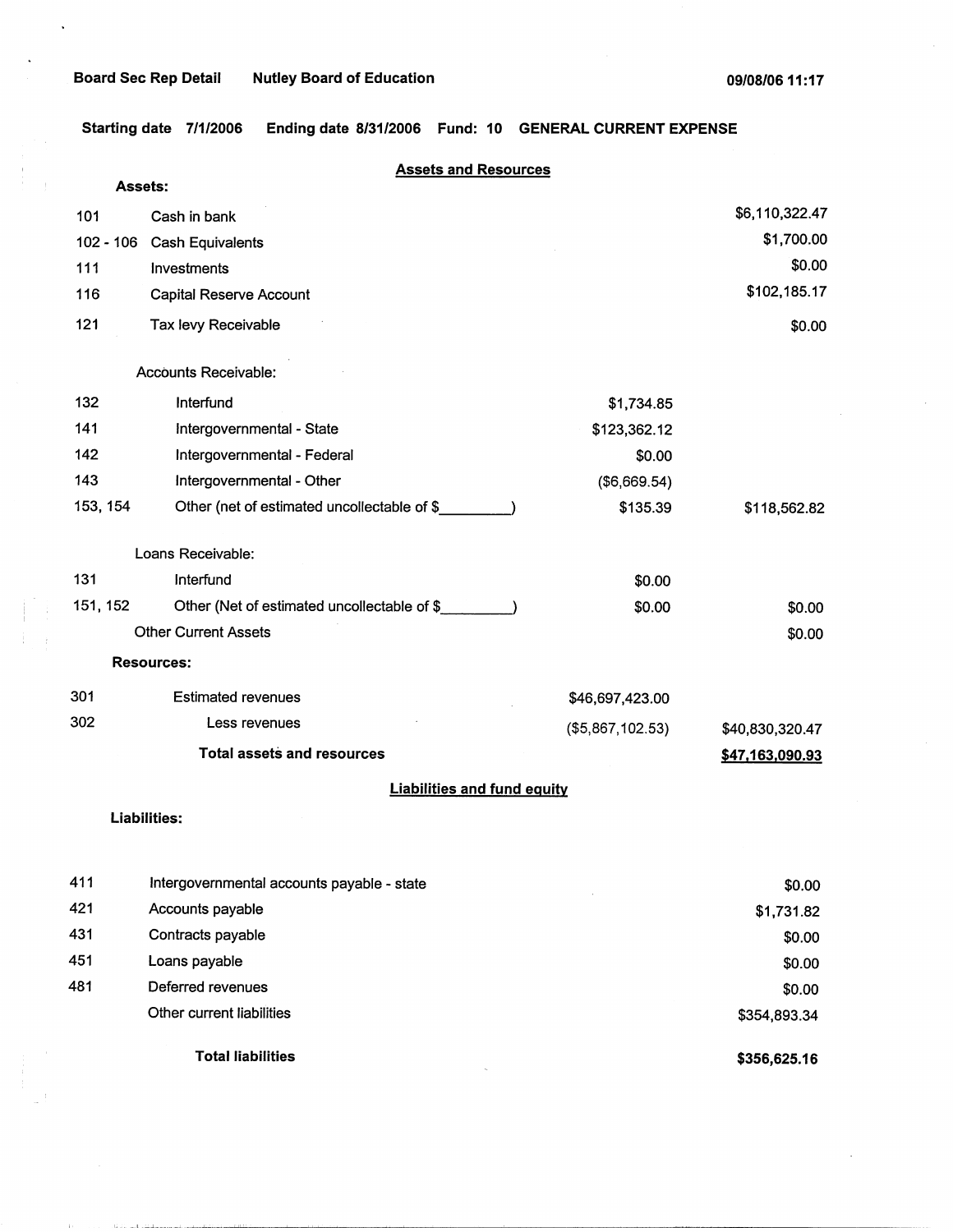Board Sec Rep Detail     Nutley Board of Education     09/08/06 11:17

**Starting date 7/1/2006   Ending date 8/31/2006   Fund: 10   GENERAL CURRENT EXPENSE**

## Assets and Resources

**Assets:**

| Code | Description | | Amount |
|---|---|---|---|
| 101 | Cash in bank | | $6,110,322.47 |
| 102 - 106 | Cash Equivalents | | $1,700.00 |
| 111 | Investments | | $0.00 |
| 116 | Capital Reserve Account | | $102,185.17 |
| 121 | Tax levy Receivable | | $0.00 |
| | Accounts Receivable: | | |
| 132 | Interfund | $1,734.85 | |
| 141 | Intergovernmental - State | $123,362.12 | |
| 142 | Intergovernmental - Federal | $0.00 | |
| 143 | Intergovernmental - Other | ($6,669.54) | |
| 153, 154 | Other (net of estimated uncollectable of $_________) | $135.39 | $118,562.82 |
| | Loans Receivable: | | |
| 131 | Interfund | $0.00 | |
| 151, 152 | Other (Net of estimated uncollectable of $_________) | $0.00 | $0.00 |
| | Other Current Assets | | $0.00 |
| | **Resources:** | | |
| 301 | Estimated revenues | $46,697,423.00 | |
| 302 | Less revenues | ($5,867,102.53) | $40,830,320.47 |
| | **Total assets and resources** | | **$47,163,090.93** |

## Liabilities and fund equity

**Liabilities:**

| Code | Description | Amount |
|---|---|---|
| 411 | Intergovernmental accounts payable - state | $0.00 |
| 421 | Accounts payable | $1,731.82 |
| 431 | Contracts payable | $0.00 |
| 451 | Loans payable | $0.00 |
| 481 | Deferred revenues | $0.00 |
| | Other current liabilities | $354,893.34 |
| | **Total liabilities** | **$356,625.16** |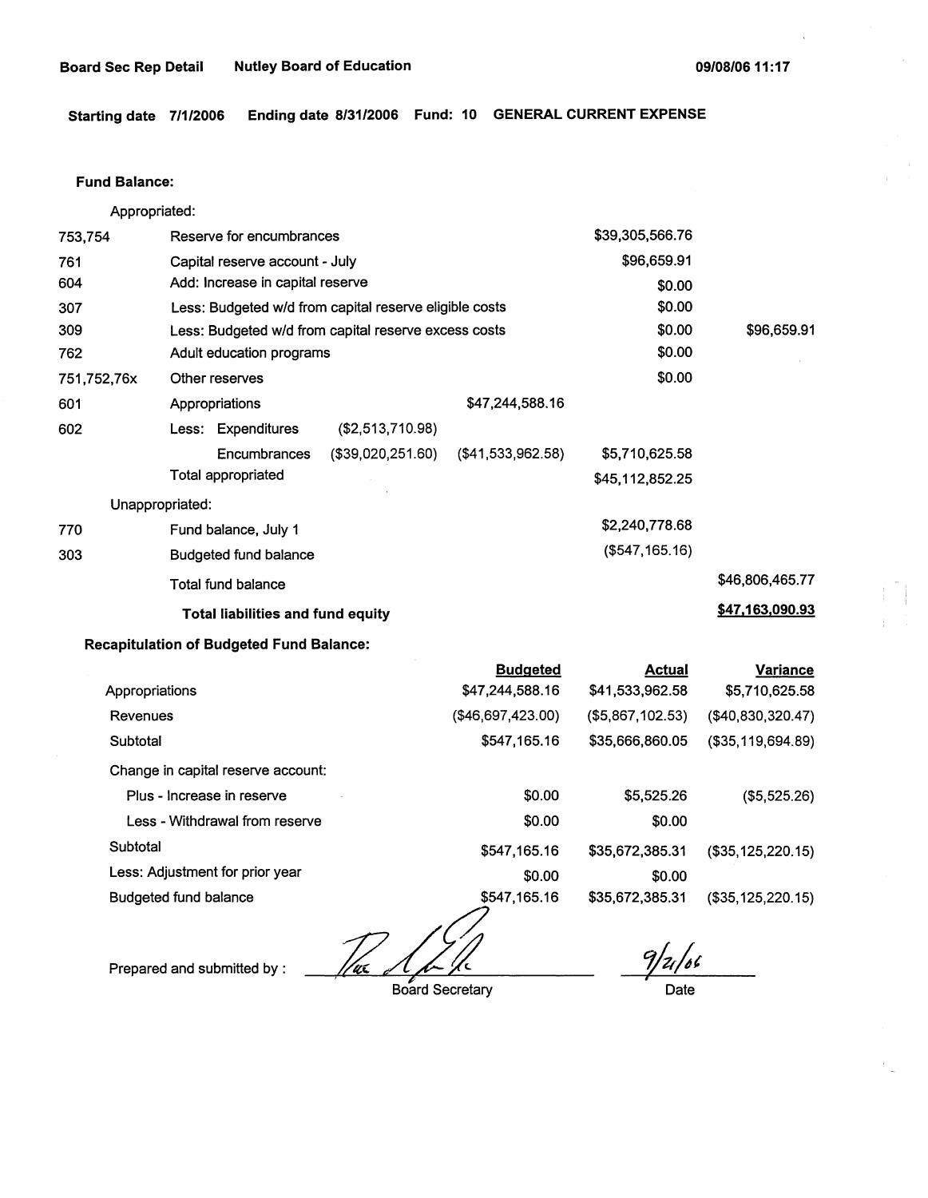**Board Sec Rep Detail** **Nutley Board of Education** **09/08/06 11:17**

**Starting date 7/1/2006** **Ending date 8/31/2006** **Fund: 10** **GENERAL CURRENT EXPENSE**

**Fund Balance:**

| | | | | | |
|---|---|---|---|---|---|
| | Appropriated: | | | | |
| 753,754 | Reserve for encumbrances | | | $39,305,566.76 | |
| 761 | Capital reserve account - July | | | $96,659.91 | |
| 604 | Add: Increase in capital reserve | | | $0.00 | |
| 307 | Less: Budgeted w/d from capital reserve eligible costs | | | $0.00 | |
| 309 | Less: Budgeted w/d from capital reserve excess costs | | | $0.00 | $96,659.91 |
| 762 | Adult education programs | | | $0.00 | |
| 751,752,76x | Other reserves | | | $0.00 | |
| 601 | Appropriations | | $47,244,588.16 | | |
| 602 | Less: Expenditures | ($2,513,710.98) | | | |
| | Encumbrances | ($39,020,251.60) | ($41,533,962.58) | $5,710,625.58 | |
| | Total appropriated | | | $45,112,852.25 | |
| | Unappropriated: | | | | |
| 770 | Fund balance, July 1 | | | $2,240,778.68 | |
| 303 | Budgeted fund balance | | | ($547,165.16) | |
| | Total fund balance | | | | $46,806,465.77 |
| | **Total liabilities and fund equity** | | | | **$47,163,090.93** |

**Recapitulation of Budgeted Fund Balance:**

| | Budgeted | Actual | Variance |
|---|---|---|---|
| Appropriations | $47,244,588.16 | $41,533,962.58 | $5,710,625.58 |
| Revenues | ($46,697,423.00) | ($5,867,102.53) | ($40,830,320.47) |
| Subtotal | $547,165.16 | $35,666,860.05 | ($35,119,694.89) |
| Change in capital reserve account: | | | |
| Plus - Increase in reserve | $0.00 | $5,525.26 | ($5,525.26) |
| Less - Withdrawal from reserve | $0.00 | $0.00 | |
| Subtotal | $547,165.16 | $35,672,385.31 | ($35,125,220.15) |
| Less: Adjustment for prior year | $0.00 | $0.00 | |
| Budgeted fund balance | $547,165.16 | $35,672,385.31 | ($35,125,220.15) |

Prepared and submitted by : [signature] Board Secretary

9/21/06 Date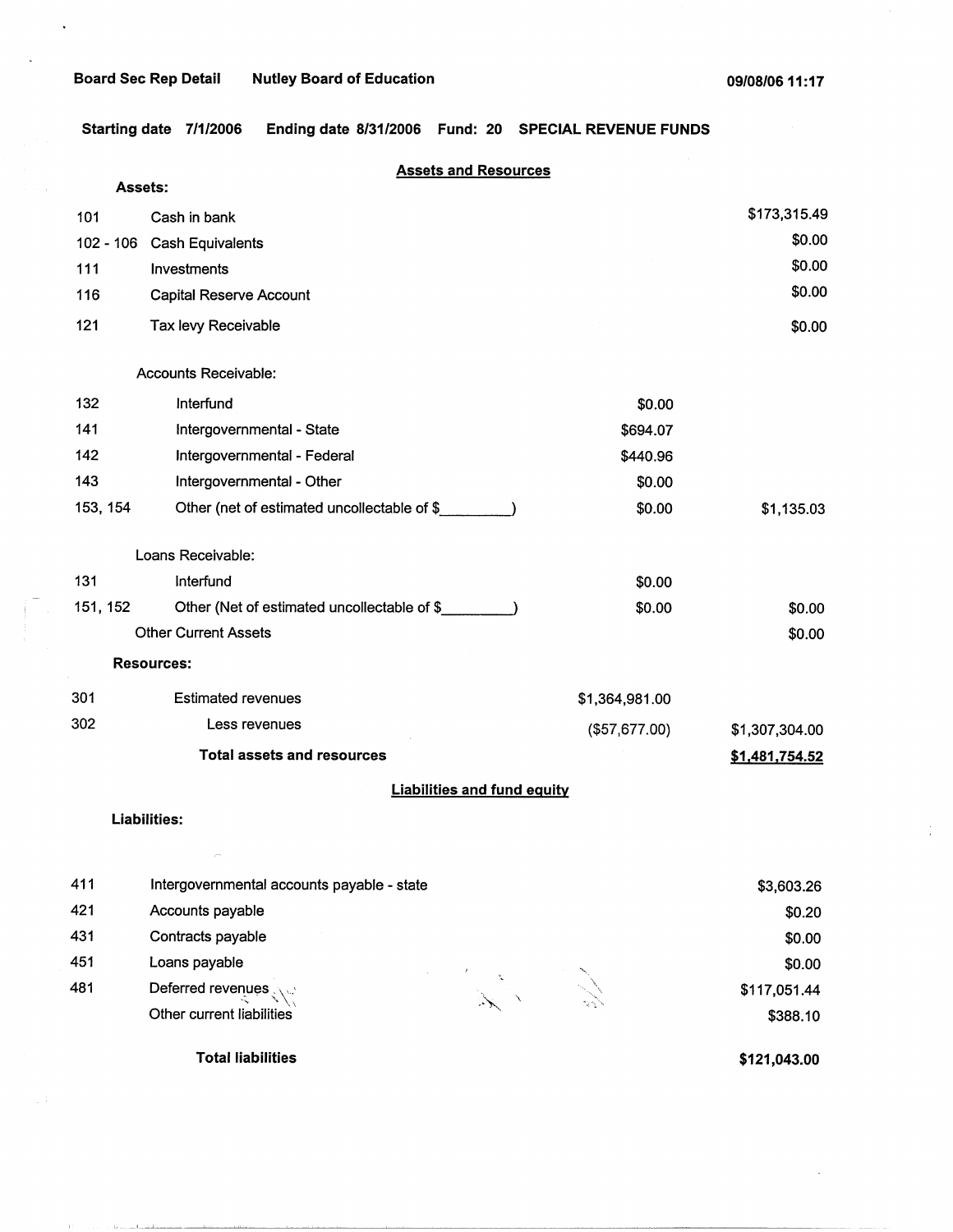Board Sec Rep Detail    Nutley Board of Education    09/08/06 11:17

**Starting date 7/1/2006    Ending date 8/31/2006    Fund: 20    SPECIAL REVENUE FUNDS**

## Assets and Resources

**Assets:**

| Code | Description | | |
|---|---|---|---|
| 101 | Cash in bank | | $173,315.49 |
| 102 - 106 | Cash Equivalents | | $0.00 |
| 111 | Investments | | $0.00 |
| 116 | Capital Reserve Account | | $0.00 |
| 121 | Tax levy Receivable | | $0.00 |
| | Accounts Receivable: | | |
| 132 | Interfund | $0.00 | |
| 141 | Intergovernmental - State | $694.07 | |
| 142 | Intergovernmental - Federal | $440.96 | |
| 143 | Intergovernmental - Other | $0.00 | |
| 153, 154 | Other (net of estimated uncollectable of $\_\_\_\_\_\_\_\_\_) | $0.00 | $1,135.03 |
| | Loans Receivable: | | |
| 131 | Interfund | $0.00 | |
| 151, 152 | Other (Net of estimated uncollectable of $\_\_\_\_\_\_\_\_\_) | $0.00 | $0.00 |
| | Other Current Assets | | $0.00 |
| | **Resources:** | | |
| 301 | Estimated revenues | $1,364,981.00 | |
| 302 | Less revenues | ($57,677.00) | $1,307,304.00 |
| | **Total assets and resources** | | **$1,481,754.52** |

## Liabilities and fund equity

**Liabilities:**

| Code | Description | |
|---|---|---|
| 411 | Intergovernmental accounts payable - state | $3,603.26 |
| 421 | Accounts payable | $0.20 |
| 431 | Contracts payable | $0.00 |
| 451 | Loans payable | $0.00 |
| 481 | Deferred revenues | $117,051.44 |
| | Other current liabilities | $388.10 |
| | **Total liabilities** | **$121,043.00** |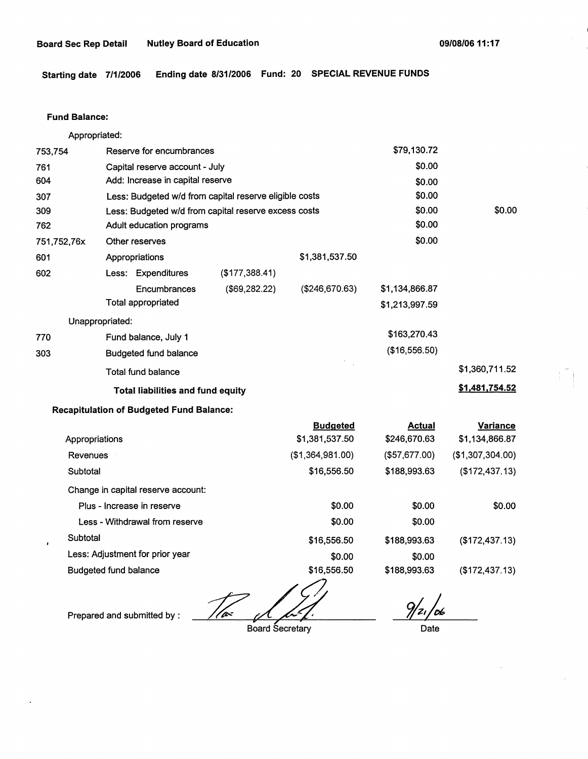**Board Sec Rep Detail** **Nutley Board of Education** **09/08/06 11:17**

**Starting date 7/1/2006** **Ending date 8/31/2006** **Fund: 20** **SPECIAL REVENUE FUNDS**

**Fund Balance:**

Appropriated:

| | | | | | |
|---|---|---|---|---|---|
| 753,754 | Reserve for encumbrances | | | $79,130.72 | |
| 761 | Capital reserve account - July | | | $0.00 | |
| 604 | Add: Increase in capital reserve | | | $0.00 | |
| 307 | Less: Budgeted w/d from capital reserve eligible costs | | | $0.00 | |
| 309 | Less: Budgeted w/d from capital reserve excess costs | | | $0.00 | $0.00 |
| 762 | Adult education programs | | | $0.00 | |
| 751,752,76x | Other reserves | | | $0.00 | |
| 601 | Appropriations | | $1,381,537.50 | | |
| 602 | Less: Expenditures | ($177,388.41) | | | |
| | Encumbrances | ($69,282.22) | ($246,670.63) | $1,134,866.87 | |
| | Total appropriated | | | $1,213,997.59 | |

Unappropriated:

| | | | |
|---|---|---|---|
| 770 | Fund balance, July 1 | $163,270.43 | |
| 303 | Budgeted fund balance | ($16,556.50) | |
| | Total fund balance | | $1,360,711.52 |
| | **Total liabilities and fund equity** | | **$1,481,754.52** |

**Recapitulation of Budgeted Fund Balance:**

| | Budgeted | Actual | Variance |
|---|---|---|---|
| Appropriations | $1,381,537.50 | $246,670.63 | $1,134,866.87 |
| Revenues | ($1,364,981.00) | ($57,677.00) | ($1,307,304.00) |
| Subtotal | $16,556.50 | $188,993.63 | ($172,437.13) |
| Change in capital reserve account: | | | |
| Plus - Increase in reserve | $0.00 | $0.00 | $0.00 |
| Less - Withdrawal from reserve | $0.00 | $0.00 | |
| Subtotal | $16,556.50 | $188,993.63 | ($172,437.13) |
| Less: Adjustment for prior year | $0.00 | $0.00 | |
| Budgeted fund balance | $16,556.50 | $188,993.63 | ($172,437.13) |

Prepared and submitted by : ____________________ Board Secretary      9/21/06 Date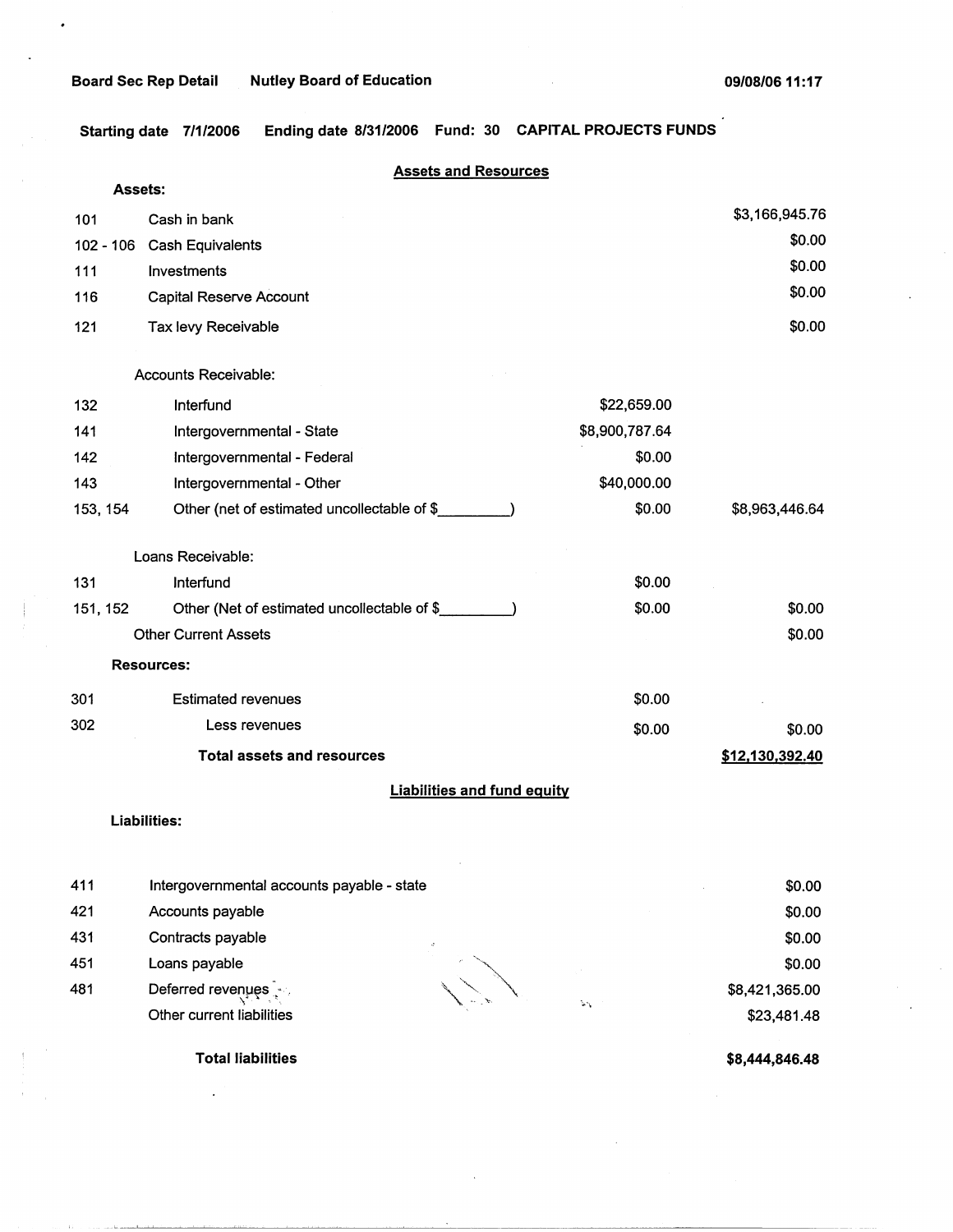Board Sec Rep Detail    Nutley Board of Education    09/08/06 11:17

Starting date 7/1/2006    Ending date 8/31/2006    Fund: 30    CAPITAL PROJECTS FUNDS

## Assets and Resources

**Assets:**

| | | | |
|---|---|---|---|
| 101 | Cash in bank | | $3,166,945.76 |
| 102 - 106 | Cash Equivalents | | $0.00 |
| 111 | Investments | | $0.00 |
| 116 | Capital Reserve Account | | $0.00 |
| 121 | Tax levy Receivable | | $0.00 |
| | Accounts Receivable: | | |
| 132 | Interfund | $22,659.00 | |
| 141 | Intergovernmental - State | $8,900,787.64 | |
| 142 | Intergovernmental - Federal | $0.00 | |
| 143 | Intergovernmental - Other | $40,000.00 | |
| 153, 154 | Other (net of estimated uncollectable of $_________) | $0.00 | $8,963,446.64 |
| | Loans Receivable: | | |
| 131 | Interfund | $0.00 | |
| 151, 152 | Other (Net of estimated uncollectable of $_________) | $0.00 | $0.00 |
| | Other Current Assets | | $0.00 |
| | **Resources:** | | |
| 301 | Estimated revenues | $0.00 | |
| 302 | Less revenues | $0.00 | $0.00 |
| | **Total assets and resources** | | **$12,130,392.40** |

## Liabilities and fund equity

**Liabilities:**

| | | |
|---|---|---|
| 411 | Intergovernmental accounts payable - state | $0.00 |
| 421 | Accounts payable | $0.00 |
| 431 | Contracts payable | $0.00 |
| 451 | Loans payable | $0.00 |
| 481 | Deferred revenues | $8,421,365.00 |
| | Other current liabilities | $23,481.48 |
| | **Total liabilities** | **$8,444,846.48** |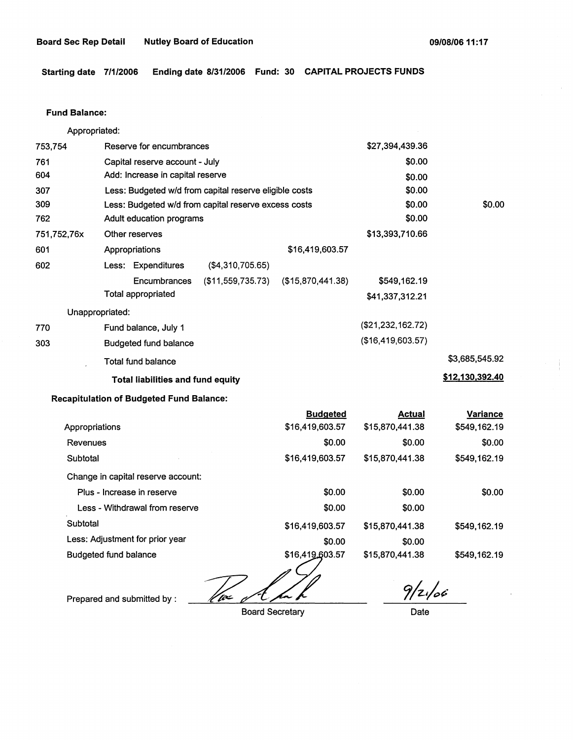**Board Sec Rep Detail** **Nutley Board of Education** **09/08/06 11:17**

**Starting date 7/1/2006** **Ending date 8/31/2006** **Fund: 30** **CAPITAL PROJECTS FUNDS**

**Fund Balance:**

| | | | | | |
|---|---|---|---|---|---|
| | Appropriated: | | | | |
| 753,754 | Reserve for encumbrances | | | $27,394,439.36 | |
| 761 | Capital reserve account - July | | | $0.00 | |
| 604 | Add: Increase in capital reserve | | | $0.00 | |
| 307 | Less: Budgeted w/d from capital reserve eligible costs | | | $0.00 | |
| 309 | Less: Budgeted w/d from capital reserve excess costs | | | $0.00 | $0.00 |
| 762 | Adult education programs | | | $0.00 | |
| 751,752,76x | Other reserves | | | $13,393,710.66 | |
| 601 | Appropriations | | $16,419,603.57 | | |
| 602 | Less: Expenditures | ($4,310,705.65) | | | |
| | Encumbrances | ($11,559,735.73) | ($15,870,441.38) | $549,162.19 | |
| | Total appropriated | | | $41,337,312.21 | |
| | Unappropriated: | | | | |
| 770 | Fund balance, July 1 | | | ($21,232,162.72) | |
| 303 | Budgeted fund balance | | | ($16,419,603.57) | |
| | Total fund balance | | | | $3,685,545.92 |
| | **Total liabilities and fund equity** | | | | **$12,130,392.40** |

**Recapitulation of Budgeted Fund Balance:**

| | Budgeted | Actual | Variance |
|---|---|---|---|
| Appropriations | $16,419,603.57 | $15,870,441.38 | $549,162.19 |
| Revenues | $0.00 | $0.00 | $0.00 |
| Subtotal | $16,419,603.57 | $15,870,441.38 | $549,162.19 |
| Change in capital reserve account: | | | |
| Plus - Increase in reserve | $0.00 | $0.00 | $0.00 |
| Less - Withdrawal from reserve | $0.00 | $0.00 | |
| Subtotal | $16,419,603.57 | $15,870,441.38 | $549,162.19 |
| Less: Adjustment for prior year | $0.00 | $0.00 | |
| Budgeted fund balance | $16,419,603.57 | $15,870,441.38 | $549,162.19 |

Prepared and submitted by : _______________ Board Secretary

9/21/06
Date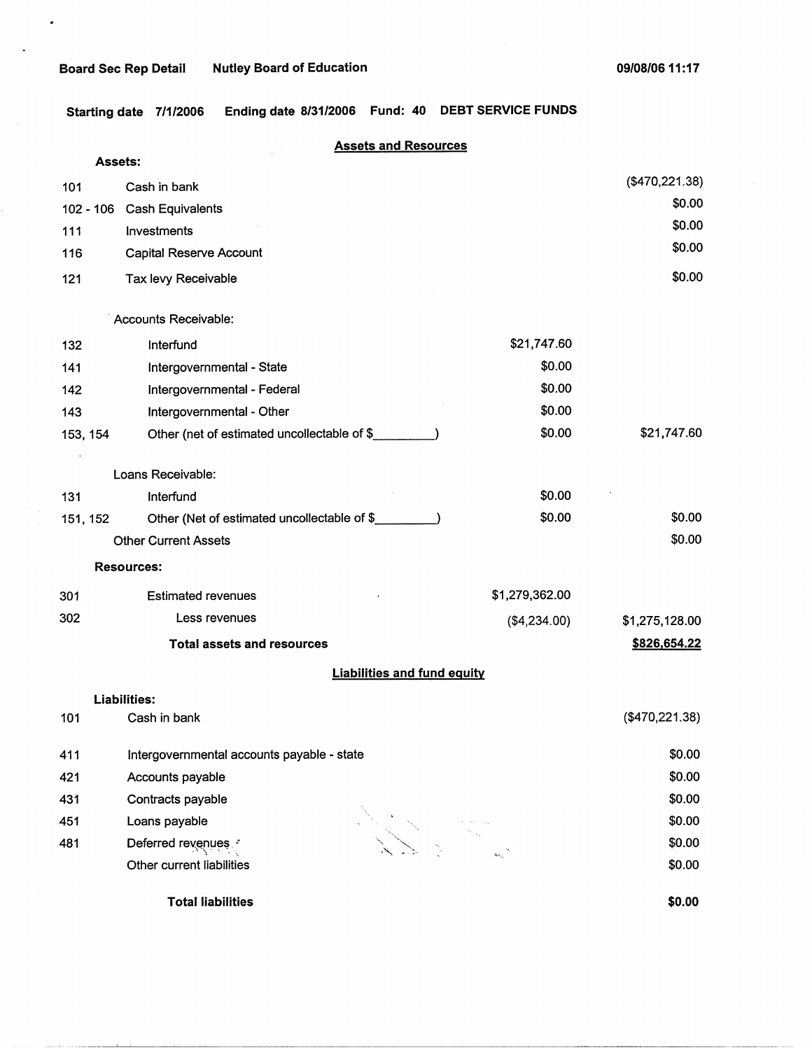**Board Sec Rep Detail** **Nutley Board of Education** **09/08/06 11:17**

**Starting date 7/1/2006** **Ending date 8/31/2006** **Fund: 40** **DEBT SERVICE FUNDS**

## Assets and Resources

**Assets:**

| Code | Description | | Amount |
|---|---|---|---|
| 101 | Cash in bank | | ($470,221.38) |
| 102 - 106 | Cash Equivalents | | $0.00 |
| 111 | Investments | | $0.00 |
| 116 | Capital Reserve Account | | $0.00 |
| 121 | Tax levy Receivable | | $0.00 |
| | Accounts Receivable: | | |
| 132 | Interfund | $21,747.60 | |
| 141 | Intergovernmental - State | $0.00 | |
| 142 | Intergovernmental - Federal | $0.00 | |
| 143 | Intergovernmental - Other | $0.00 | |
| 153, 154 | Other (net of estimated uncollectable of $_________) | $0.00 | $21,747.60 |
| | Loans Receivable: | | |
| 131 | Interfund | $0.00 | |
| 151, 152 | Other (Net of estimated uncollectable of $_________) | $0.00 | $0.00 |
| | Other Current Assets | | $0.00 |

**Resources:**

| Code | Description | | Amount |
|---|---|---|---|
| 301 | Estimated revenues | $1,279,362.00 | |
| 302 | Less revenues | ($4,234.00) | $1,275,128.00 |
| | **Total assets and resources** | | **$826,654.22** |

## Liabilities and fund equity

**Liabilities:**

| Code | Description | Amount |
|---|---|---|
| 101 | Cash in bank | ($470,221.38) |
| 411 | Intergovernmental accounts payable - state | $0.00 |
| 421 | Accounts payable | $0.00 |
| 431 | Contracts payable | $0.00 |
| 451 | Loans payable | $0.00 |
| 481 | Deferred revenues | $0.00 |
| | Other current liabilities | $0.00 |
| | **Total liabilities** | **$0.00** |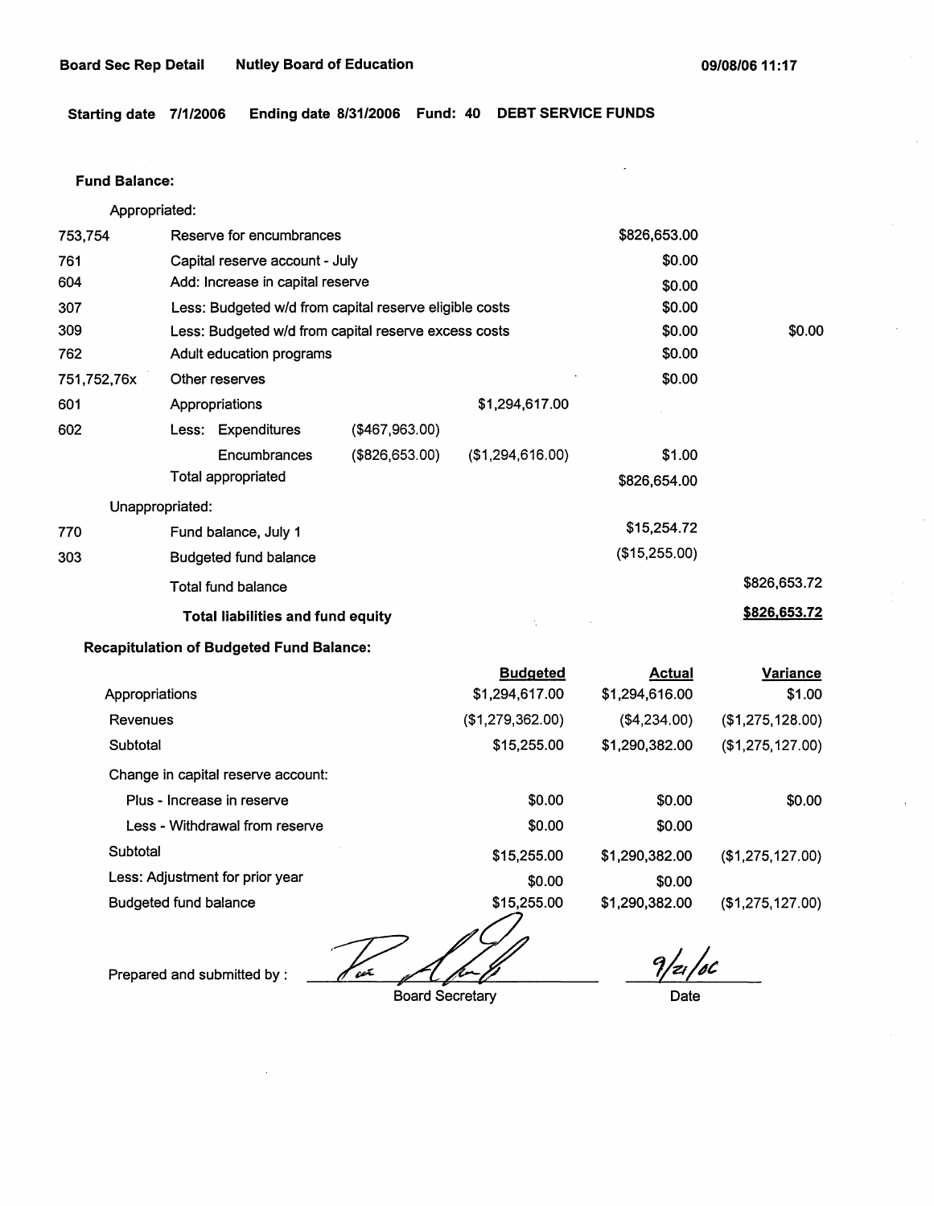**Board Sec Rep Detail** **Nutley Board of Education** **09/08/06 11:17**

**Starting date 7/1/2006 Ending date 8/31/2006 Fund: 40 DEBT SERVICE FUNDS**

**Fund Balance:**

| | | | | | |
|---|---|---|---|---|---|
| | Appropriated: | | | | |
| 753,754 | Reserve for encumbrances | | | $826,653.00 | |
| 761 | Capital reserve account - July | | | $0.00 | |
| 604 | Add: Increase in capital reserve | | | $0.00 | |
| 307 | Less: Budgeted w/d from capital reserve eligible costs | | | $0.00 | |
| 309 | Less: Budgeted w/d from capital reserve excess costs | | | $0.00 | $0.00 |
| 762 | Adult education programs | | | $0.00 | |
| 751,752,76x | Other reserves | | | $0.00 | |
| 601 | Appropriations | | $1,294,617.00 | | |
| 602 | Less: Expenditures | ($467,963.00) | | | |
| | Encumbrances | ($826,653.00) | ($1,294,616.00) | $1.00 | |
| | Total appropriated | | | $826,654.00 | |
| | Unappropriated: | | | | |
| 770 | Fund balance, July 1 | | | $15,254.72 | |
| 303 | Budgeted fund balance | | | ($15,255.00) | |
| | Total fund balance | | | | $826,653.72 |
| | **Total liabilities and fund equity** | | | | **$826,653.72** |

**Recapitulation of Budgeted Fund Balance:**

| | Budgeted | Actual | Variance |
|---|---|---|---|
| Appropriations | $1,294,617.00 | $1,294,616.00 | $1.00 |
| Revenues | ($1,279,362.00) | ($4,234.00) | ($1,275,128.00) |
| Subtotal | $15,255.00 | $1,290,382.00 | ($1,275,127.00) |
| Change in capital reserve account: | | | |
| Plus - Increase in reserve | $0.00 | $0.00 | $0.00 |
| Less - Withdrawal from reserve | $0.00 | $0.00 | |
| Subtotal | $15,255.00 | $1,290,382.00 | ($1,275,127.00) |
| Less: Adjustment for prior year | $0.00 | $0.00 | |
| Budgeted fund balance | $15,255.00 | $1,290,382.00 | ($1,275,127.00) |

Prepared and submitted by : _______________ Board Secretary 9/21/06 Date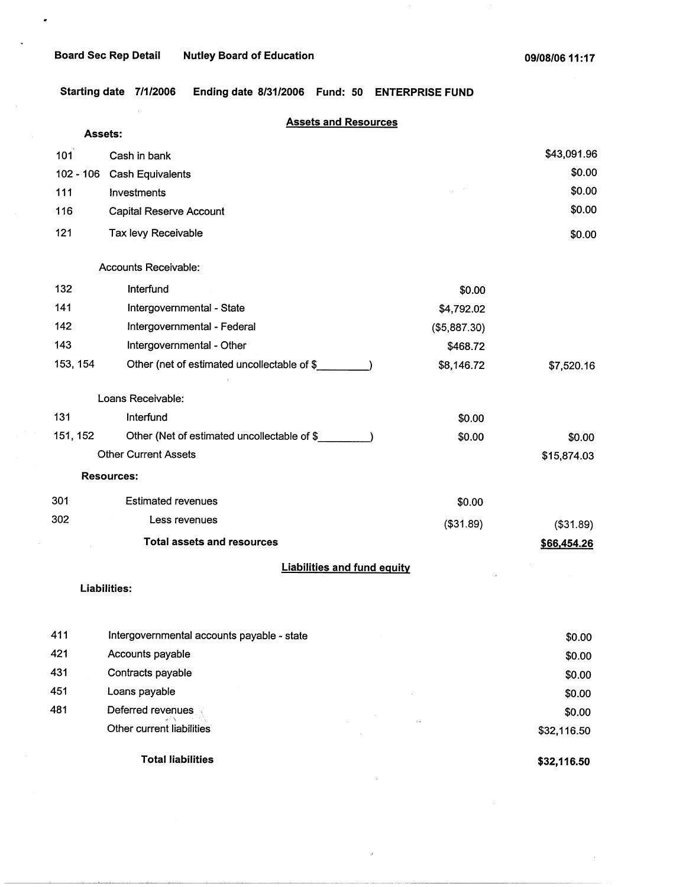Board Sec Rep Detail    Nutley Board of Education    09/08/06 11:17

**Starting date 7/1/2006    Ending date 8/31/2006    Fund: 50    ENTERPRISE FUND**

## Assets and Resources

**Assets:**

| Code | Description | | Amount |
|---|---|---|---|
| 101 | Cash in bank | | $43,091.96 |
| 102 - 106 | Cash Equivalents | | $0.00 |
| 111 | Investments | | $0.00 |
| 116 | Capital Reserve Account | | $0.00 |
| 121 | Tax levy Receivable | | $0.00 |
| | Accounts Receivable: | | |
| 132 | Interfund | $0.00 | |
| 141 | Intergovernmental - State | $4,792.02 | |
| 142 | Intergovernmental - Federal | ($5,887.30) | |
| 143 | Intergovernmental - Other | $468.72 | |
| 153, 154 | Other (net of estimated uncollectable of $________) | $8,146.72 | $7,520.16 |
| | Loans Receivable: | | |
| 131 | Interfund | $0.00 | |
| 151, 152 | Other (Net of estimated uncollectable of $________) | $0.00 | $0.00 |
| | Other Current Assets | | $15,874.03 |

**Resources:**

| Code | Description | | Amount |
|---|---|---|---|
| 301 | Estimated revenues | $0.00 | |
| 302 | Less revenues | ($31.89) | ($31.89) |
| | **Total assets and resources** | | **$66,454.26** |

## Liabilities and fund equity

**Liabilities:**

| Code | Description | Amount |
|---|---|---|
| 411 | Intergovernmental accounts payable - state | $0.00 |
| 421 | Accounts payable | $0.00 |
| 431 | Contracts payable | $0.00 |
| 451 | Loans payable | $0.00 |
| 481 | Deferred revenues | $0.00 |
| | Other current liabilities | $32,116.50 |
| | **Total liabilities** | **$32,116.50** |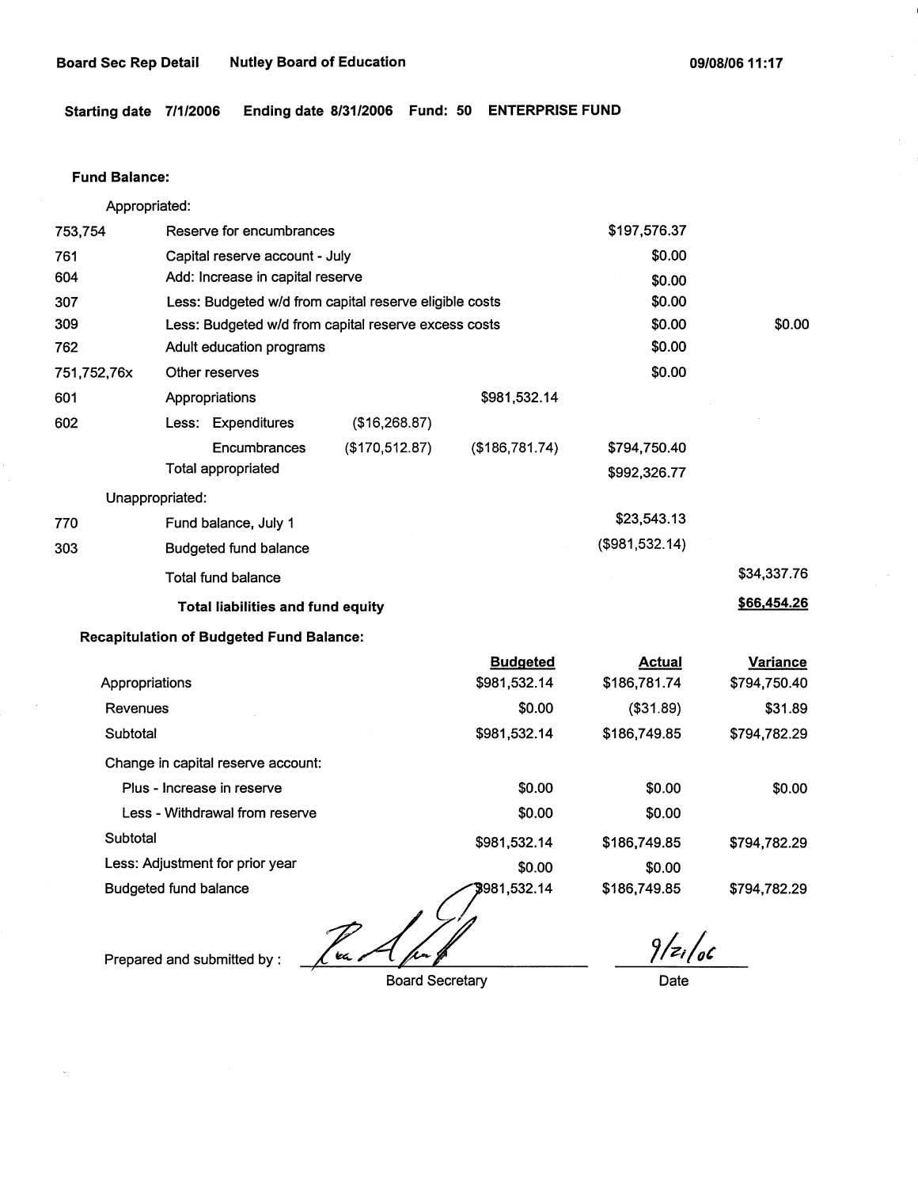**Board Sec Rep Detail** **Nutley Board of Education** **09/08/06 11:17**

**Starting date 7/1/2006** **Ending date 8/31/2006** **Fund: 50** **ENTERPRISE FUND**

**Fund Balance:**

| | | | | | |
|---|---|---|---|---|---|
| | Appropriated: | | | | |
| 753,754 | Reserve for encumbrances | | | $197,576.37 | |
| 761 | Capital reserve account - July | | | $0.00 | |
| 604 | Add: Increase in capital reserve | | | $0.00 | |
| 307 | Less: Budgeted w/d from capital reserve eligible costs | | | $0.00 | |
| 309 | Less: Budgeted w/d from capital reserve excess costs | | | $0.00 | $0.00 |
| 762 | Adult education programs | | | $0.00 | |
| 751,752,76x | Other reserves | | | $0.00 | |
| 601 | Appropriations | | $981,532.14 | | |
| 602 | Less: Expenditures | ($16,268.87) | | | |
| | Encumbrances | ($170,512.87) | ($186,781.74) | $794,750.40 | |
| | Total appropriated | | | $992,326.77 | |
| | Unappropriated: | | | | |
| 770 | Fund balance, July 1 | | | $23,543.13 | |
| 303 | Budgeted fund balance | | | ($981,532.14) | |
| | Total fund balance | | | | $34,337.76 |
| | **Total liabilities and fund equity** | | | | **$66,454.26** |

**Recapitulation of Budgeted Fund Balance:**

| | Budgeted | Actual | Variance |
|---|---|---|---|
| Appropriations | $981,532.14 | $186,781.74 | $794,750.40 |
| Revenues | $0.00 | ($31.89) | $31.89 |
| Subtotal | $981,532.14 | $186,749.85 | $794,782.29 |
| Change in capital reserve account: | | | |
| Plus - Increase in reserve | $0.00 | $0.00 | $0.00 |
| Less - Withdrawal from reserve | $0.00 | $0.00 | |
| Subtotal | $981,532.14 | $186,749.85 | $794,782.29 |
| Less: Adjustment for prior year | $0.00 | $0.00 | |
| Budgeted fund balance | $981,532.14 | $186,749.85 | $794,782.29 |

Prepared and submitted by : _[signature]_ Board Secretary

9/21/06 Date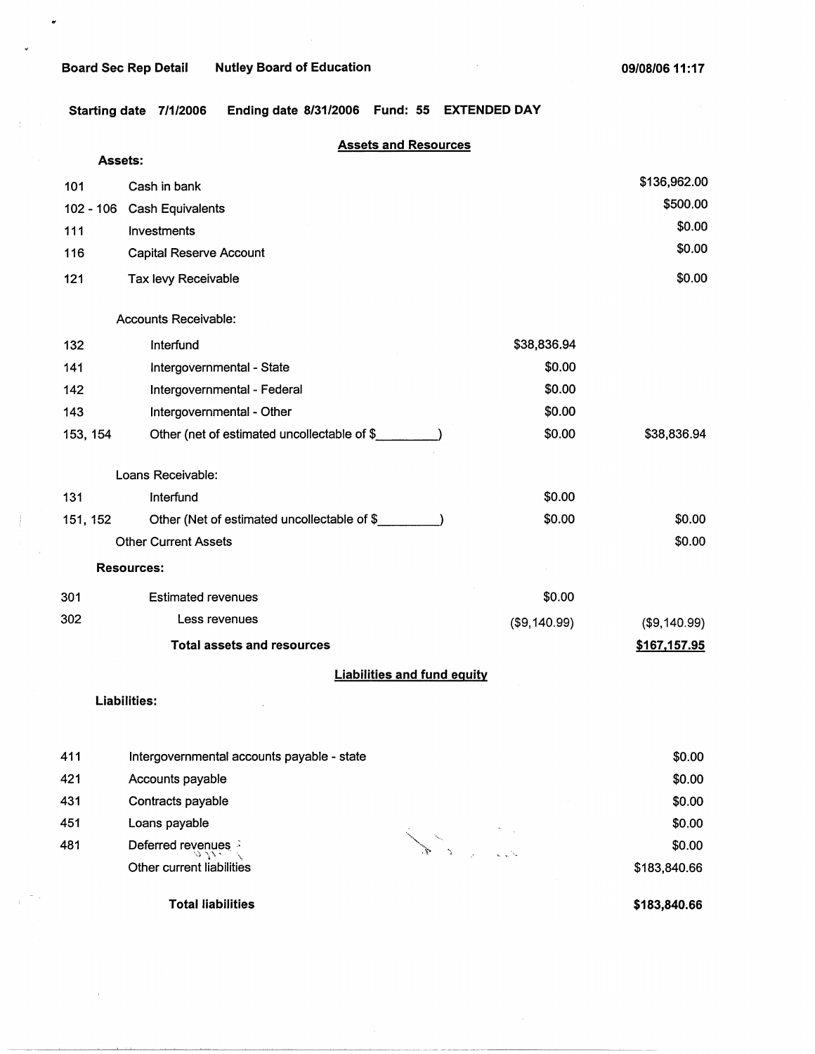Board Sec Rep Detail    Nutley Board of Education    09/08/06 11:17

Starting date 7/1/2006    Ending date 8/31/2006    Fund: 55    EXTENDED DAY

## Assets and Resources

**Assets:**

| | | | |
|---|---|---|---|
| 101 | Cash in bank | | $136,962.00 |
| 102 - 106 | Cash Equivalents | | $500.00 |
| 111 | Investments | | $0.00 |
| 116 | Capital Reserve Account | | $0.00 |
| 121 | Tax levy Receivable | | $0.00 |
| | Accounts Receivable: | | |
| 132 | Interfund | $38,836.94 | |
| 141 | Intergovernmental - State | $0.00 | |
| 142 | Intergovernmental - Federal | $0.00 | |
| 143 | Intergovernmental - Other | $0.00 | |
| 153, 154 | Other (net of estimated uncollectable of $_________) | $0.00 | $38,836.94 |
| | Loans Receivable: | | |
| 131 | Interfund | $0.00 | |
| 151, 152 | Other (Net of estimated uncollectable of $_________) | $0.00 | $0.00 |
| | Other Current Assets | | $0.00 |
| | **Resources:** | | |
| 301 | Estimated revenues | $0.00 | |
| 302 | Less revenues | ($9,140.99) | ($9,140.99) |
| | **Total assets and resources** | | **$167,157.95** |

## Liabilities and fund equity

**Liabilities:**

| | | |
|---|---|---|
| 411 | Intergovernmental accounts payable - state | $0.00 |
| 421 | Accounts payable | $0.00 |
| 431 | Contracts payable | $0.00 |
| 451 | Loans payable | $0.00 |
| 481 | Deferred revenues | $0.00 |
| | Other current liabilities | $183,840.66 |
| | **Total liabilities** | **$183,840.66** |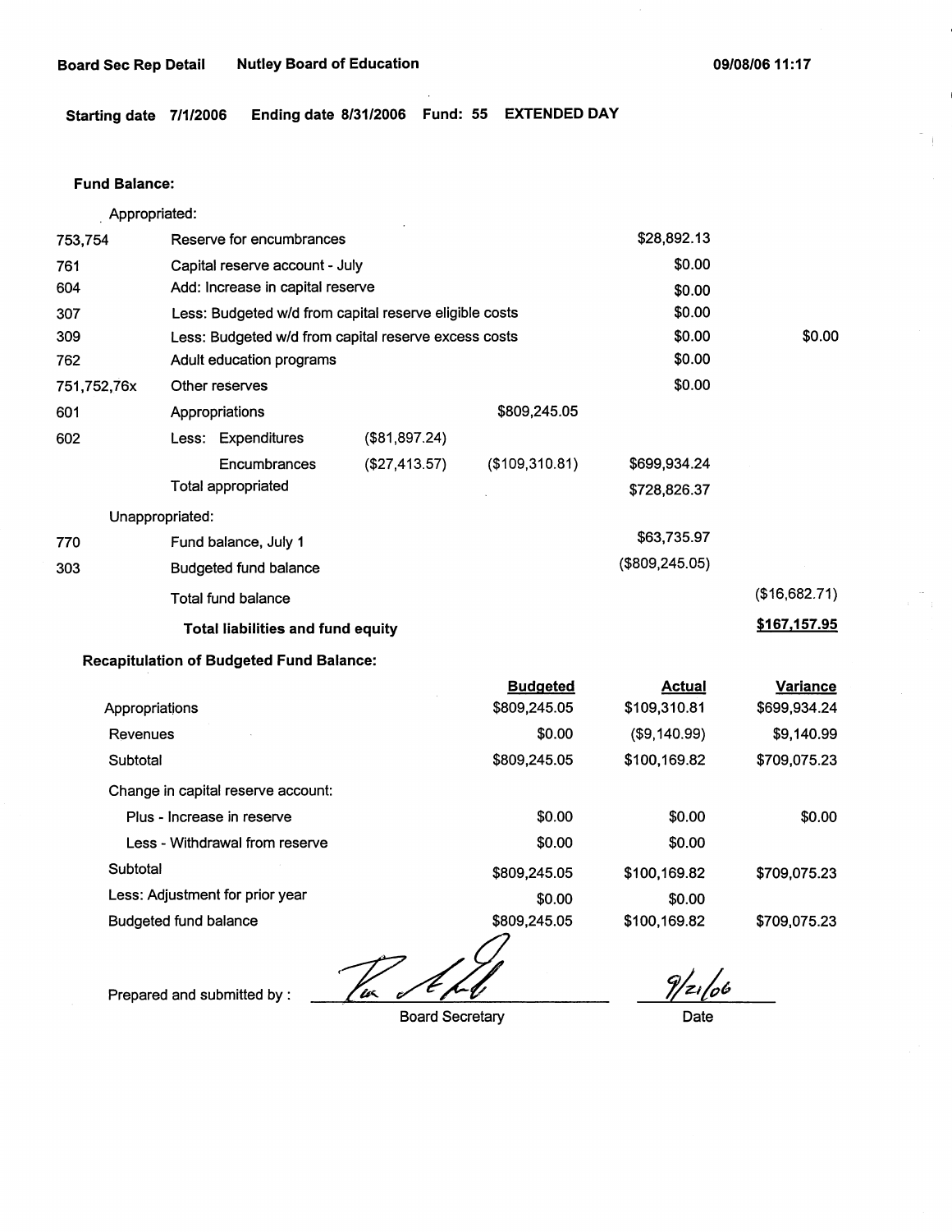Board Sec Rep Detail    Nutley Board of Education    09/08/06 11:17

**Starting date 7/1/2006    Ending date 8/31/2006    Fund: 55    EXTENDED DAY**

**Fund Balance:**

| | | | | | |
|---|---|---|---|---|---|
| | Appropriated: | | | | |
| 753,754 | Reserve for encumbrances | | | $28,892.13 | |
| 761 | Capital reserve account - July | | | $0.00 | |
| 604 | Add: Increase in capital reserve | | | $0.00 | |
| 307 | Less: Budgeted w/d from capital reserve eligible costs | | | $0.00 | |
| 309 | Less: Budgeted w/d from capital reserve excess costs | | | $0.00 | $0.00 |
| 762 | Adult education programs | | | $0.00 | |
| 751,752,76x | Other reserves | | | $0.00 | |
| 601 | Appropriations | | $809,245.05 | | |
| 602 | Less: Expenditures | ($81,897.24) | | | |
| | Encumbrances | ($27,413.57) | ($109,310.81) | $699,934.24 | |
| | Total appropriated | | | $728,826.37 | |
| | Unappropriated: | | | | |
| 770 | Fund balance, July 1 | | | $63,735.97 | |
| 303 | Budgeted fund balance | | | ($809,245.05) | |
| | Total fund balance | | | | ($16,682.71) |
| | **Total liabilities and fund equity** | | | | **$167,157.95** |

**Recapitulation of Budgeted Fund Balance:**

| | Budgeted | Actual | Variance |
|---|---|---|---|
| Appropriations | $809,245.05 | $109,310.81 | $699,934.24 |
| Revenues | $0.00 | ($9,140.99) | $9,140.99 |
| Subtotal | $809,245.05 | $100,169.82 | $709,075.23 |
| Change in capital reserve account: | | | |
| Plus - Increase in reserve | $0.00 | $0.00 | $0.00 |
| Less - Withdrawal from reserve | $0.00 | $0.00 | |
| Subtotal | $809,245.05 | $100,169.82 | $709,075.23 |
| Less: Adjustment for prior year | $0.00 | $0.00 | |
| Budgeted fund balance | $809,245.05 | $100,169.82 | $709,075.23 |

Prepared and submitted by : ______________________ Board Secretary

9/21/06
Date